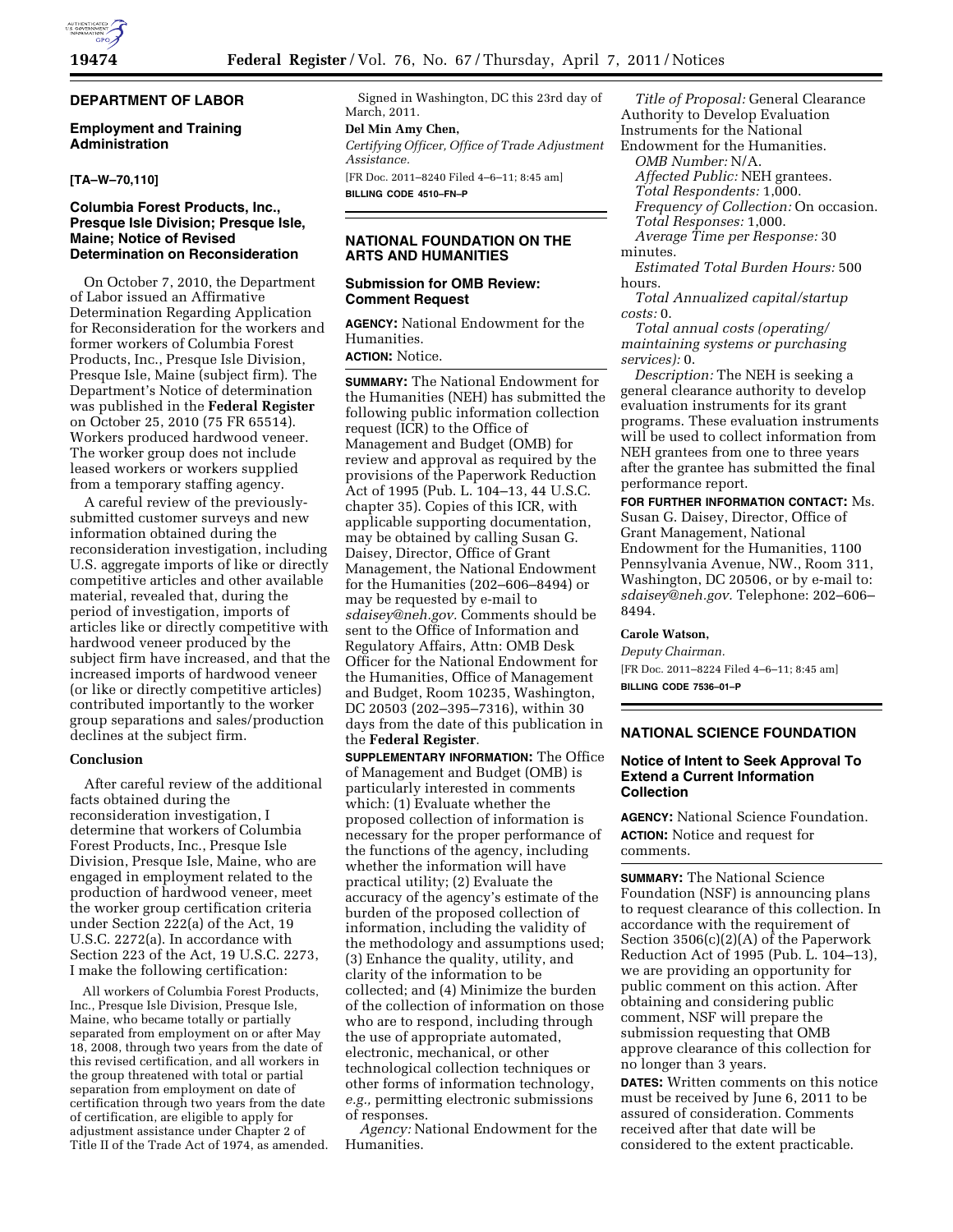## DEPARTMENT OF LABOR

### Employment and Training Administration

**[TA–W–70,110]**

### Columbia Forest Products, Inc., Presque Isle Division; Presque Isle, Maine; Notice of Revised Determination on Reconsideration

On October 7, 2010, the Department of Labor issued an Affirmative Determination Regarding Application for Reconsideration for the workers and former workers of Columbia Forest Products, Inc., Presque Isle Division, Presque Isle, Maine (subject firm). The Department's Notice of determination was published in the **Federal Register** on October 25, 2010 (75 FR 65514). Workers produced hardwood veneer. The worker group does not include leased workers or workers supplied from a temporary staffing agency.

A careful review of the previously-submitted customer surveys and new information obtained during the reconsideration investigation, including U.S. aggregate imports of like or directly competitive articles and other available material, revealed that, during the period of investigation, imports of articles like or directly competitive with hardwood veneer produced by the subject firm have increased, and that the increased imports of hardwood veneer (or like or directly competitive articles) contributed importantly to the worker group separations and sales/production declines at the subject firm.

#### Conclusion

After careful review of the additional facts obtained during the reconsideration investigation, I determine that workers of Columbia Forest Products, Inc., Presque Isle Division, Presque Isle, Maine, who are engaged in employment related to the production of hardwood veneer, meet the worker group certification criteria under Section 222(a) of the Act, 19 U.S.C. 2272(a). In accordance with Section 223 of the Act, 19 U.S.C. 2273, I make the following certification:

All workers of Columbia Forest Products, Inc., Presque Isle Division, Presque Isle, Maine, who became totally or partially separated from employment on or after May 18, 2008, through two years from the date of this revised certification, and all workers in the group threatened with total or partial separation from employment on date of certification through two years from the date of certification, are eligible to apply for adjustment assistance under Chapter 2 of Title II of the Trade Act of 1974, as amended.

Signed in Washington, DC this 23rd day of March, 2011.

**Del Min Amy Chen,**

*Certifying Officer, Office of Trade Adjustment Assistance.*

[FR Doc. 2011–8240 Filed 4–6–11; 8:45 am]

**BILLING CODE 4510–FN–P**

## NATIONAL FOUNDATION ON THE ARTS AND HUMANITIES

### Submission for OMB Review: Comment Request

**AGENCY:** National Endowment for the Humanities.

**ACTION:** Notice.

**SUMMARY:** The National Endowment for the Humanities (NEH) has submitted the following public information collection request (ICR) to the Office of Management and Budget (OMB) for review and approval as required by the provisions of the Paperwork Reduction Act of 1995 (Pub. L. 104–13, 44 U.S.C. chapter 35). Copies of this ICR, with applicable supporting documentation, may be obtained by calling Susan G. Daisey, Director, Office of Grant Management, the National Endowment for the Humanities (202–606–8494) or may be requested by e-mail to *sdaisey@neh.gov.* Comments should be sent to the Office of Information and Regulatory Affairs, Attn: OMB Desk Officer for the National Endowment for the Humanities, Office of Management and Budget, Room 10235, Washington, DC 20503 (202–395–7316), within 30 days from the date of this publication in the **Federal Register**.

**SUPPLEMENTARY INFORMATION:** The Office of Management and Budget (OMB) is particularly interested in comments which: (1) Evaluate whether the proposed collection of information is necessary for the proper performance of the functions of the agency, including whether the information will have practical utility; (2) Evaluate the accuracy of the agency's estimate of the burden of the proposed collection of information, including the validity of the methodology and assumptions used; (3) Enhance the quality, utility, and clarity of the information to be collected; and (4) Minimize the burden of the collection of information on those who are to respond, including through the use of appropriate automated, electronic, mechanical, or other technological collection techniques or other forms of information technology, *e.g.,* permitting electronic submissions of responses.

*Agency:* National Endowment for the Humanities.

*Title of Proposal:* General Clearance Authority to Develop Evaluation Instruments for the National Endowment for the Humanities.

*OMB Number:* N/A.

*Affected Public:* NEH grantees.

*Total Respondents:* 1,000.

*Frequency of Collection:* On occasion.

*Total Responses:* 1,000.

*Average Time per Response:* 30 minutes.

*Estimated Total Burden Hours:* 500 hours.

*Total Annualized capital/startup costs:* 0.

*Total annual costs (operating/maintaining systems or purchasing services):* 0.

*Description:* The NEH is seeking a general clearance authority to develop evaluation instruments for its grant programs. These evaluation instruments will be used to collect information from NEH grantees from one to three years after the grantee has submitted the final performance report.

**FOR FURTHER INFORMATION CONTACT:** Ms. Susan G. Daisey, Director, Office of Grant Management, National Endowment for the Humanities, 1100 Pennsylvania Avenue, NW., Room 311, Washington, DC 20506, or by e-mail to: *sdaisey@neh.gov.* Telephone: 202–606–8494.

**Carole Watson,**

*Deputy Chairman.*

[FR Doc. 2011–8224 Filed 4–6–11; 8:45 am]

**BILLING CODE 7536–01–P**

## NATIONAL SCIENCE FOUNDATION

### Notice of Intent to Seek Approval To Extend a Current Information Collection

**AGENCY:** National Science Foundation.

**ACTION:** Notice and request for comments.

**SUMMARY:** The National Science Foundation (NSF) is announcing plans to request clearance of this collection. In accordance with the requirement of Section 3506(c)(2)(A) of the Paperwork Reduction Act of 1995 (Pub. L. 104–13), we are providing an opportunity for public comment on this action. After obtaining and considering public comment, NSF will prepare the submission requesting that OMB approve clearance of this collection for no longer than 3 years.

**DATES:** Written comments on this notice must be received by June 6, 2011 to be assured of consideration. Comments received after that date will be considered to the extent practicable.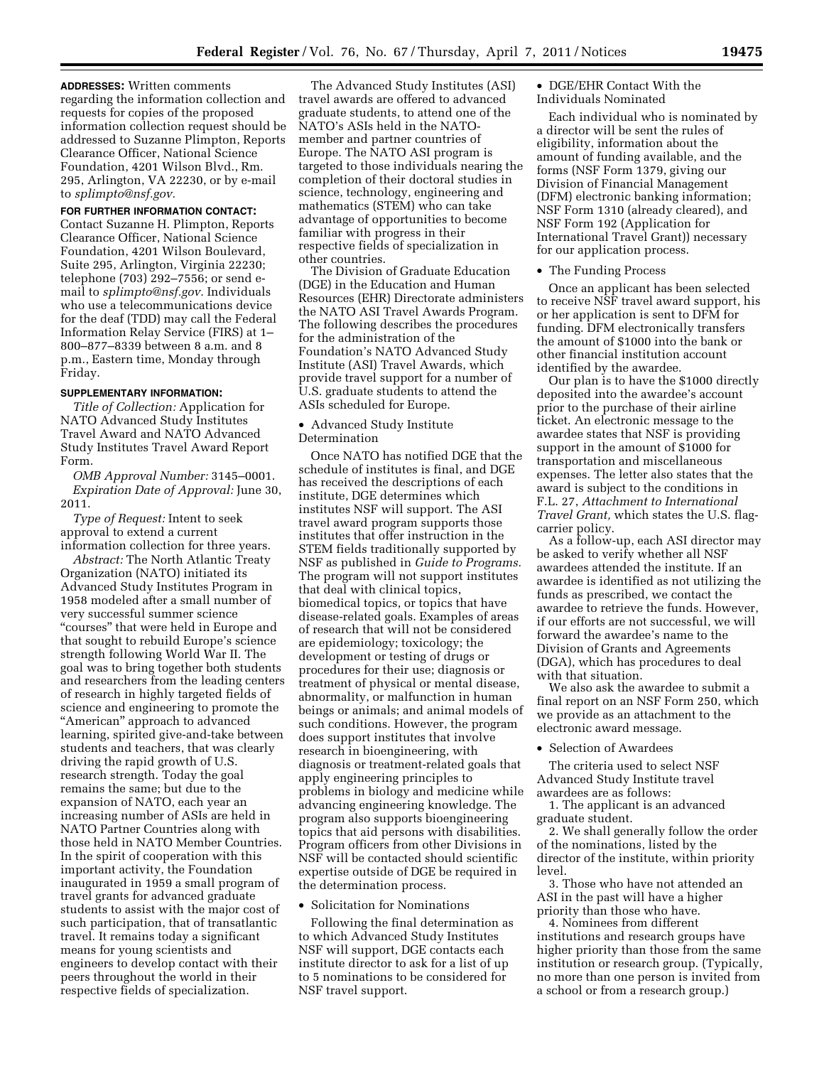**ADDRESSES:** Written comments regarding the information collection and requests for copies of the proposed information collection request should be addressed to Suzanne Plimpton, Reports Clearance Officer, National Science Foundation, 4201 Wilson Blvd., Rm. 295, Arlington, VA 22230, or by e-mail to *splimpto@nsf.gov.*

**FOR FURTHER INFORMATION CONTACT:** Contact Suzanne H. Plimpton, Reports Clearance Officer, National Science Foundation, 4201 Wilson Boulevard, Suite 295, Arlington, Virginia 22230; telephone (703) 292–7556; or send e-mail to *splimpto@nsf.gov.* Individuals who use a telecommunications device for the deaf (TDD) may call the Federal Information Relay Service (FIRS) at 1–800–877–8339 between 8 a.m. and 8 p.m., Eastern time, Monday through Friday.

**SUPPLEMENTARY INFORMATION:**

*Title of Collection:* Application for NATO Advanced Study Institutes Travel Award and NATO Advanced Study Institutes Travel Award Report Form.

*OMB Approval Number:* 3145–0001.

*Expiration Date of Approval:* June 30, 2011.

*Type of Request:* Intent to seek approval to extend a current information collection for three years.

*Abstract:* The North Atlantic Treaty Organization (NATO) initiated its Advanced Study Institutes Program in 1958 modeled after a small number of very successful summer science "courses" that were held in Europe and that sought to rebuild Europe's science strength following World War II. The goal was to bring together both students and researchers from the leading centers of research in highly targeted fields of science and engineering to promote the "American" approach to advanced learning, spirited give-and-take between students and teachers, that was clearly driving the rapid growth of U.S. research strength. Today the goal remains the same; but due to the expansion of NATO, each year an increasing number of ASIs are held in NATO Partner Countries along with those held in NATO Member Countries. In the spirit of cooperation with this important activity, the Foundation inaugurated in 1959 a small program of travel grants for advanced graduate students to assist with the major cost of such participation, that of transatlantic travel. It remains today a significant means for young scientists and engineers to develop contact with their peers throughout the world in their respective fields of specialization.

The Advanced Study Institutes (ASI) travel awards are offered to advanced graduate students, to attend one of the NATO's ASIs held in the NATO-member and partner countries of Europe. The NATO ASI program is targeted to those individuals nearing the completion of their doctoral studies in science, technology, engineering and mathematics (STEM) who can take advantage of opportunities to become familiar with progress in their respective fields of specialization in other countries.

The Division of Graduate Education (DGE) in the Education and Human Resources (EHR) Directorate administers the NATO ASI Travel Awards Program. The following describes the procedures for the administration of the Foundation's NATO Advanced Study Institute (ASI) Travel Awards, which provide travel support for a number of U.S. graduate students to attend the ASIs scheduled for Europe.

• Advanced Study Institute Determination

Once NATO has notified DGE that the schedule of institutes is final, and DGE has received the descriptions of each institute, DGE determines which institutes NSF will support. The ASI travel award program supports those institutes that offer instruction in the STEM fields traditionally supported by NSF as published in *Guide to Programs.* The program will not support institutes that deal with clinical topics, biomedical topics, or topics that have disease-related goals. Examples of areas of research that will not be considered are epidemiology; toxicology; the development or testing of drugs or procedures for their use; diagnosis or treatment of physical or mental disease, abnormality, or malfunction in human beings or animals; and animal models of such conditions. However, the program does support institutes that involve research in bioengineering, with diagnosis or treatment-related goals that apply engineering principles to problems in biology and medicine while advancing engineering knowledge. The program also supports bioengineering topics that aid persons with disabilities. Program officers from other Divisions in NSF will be contacted should scientific expertise outside of DGE be required in the determination process.

• Solicitation for Nominations

Following the final determination as to which Advanced Study Institutes NSF will support, DGE contacts each institute director to ask for a list of up to 5 nominations to be considered for NSF travel support.

• DGE/EHR Contact With the Individuals Nominated

Each individual who is nominated by a director will be sent the rules of eligibility, information about the amount of funding available, and the forms (NSF Form 1379, giving our Division of Financial Management (DFM) electronic banking information; NSF Form 1310 (already cleared), and NSF Form 192 (Application for International Travel Grant)) necessary for our application process.

• The Funding Process

Once an applicant has been selected to receive NSF travel award support, his or her application is sent to DFM for funding. DFM electronically transfers the amount of $1000 into the bank or other financial institution account identified by the awardee.

Our plan is to have the $1000 directly deposited into the awardee's account prior to the purchase of their airline ticket. An electronic message to the awardee states that NSF is providing support in the amount of $1000 for transportation and miscellaneous expenses. The letter also states that the award is subject to the conditions in F.L. 27, *Attachment to International Travel Grant,* which states the U.S. flag-carrier policy.

As a follow-up, each ASI director may be asked to verify whether all NSF awardees attended the institute. If an awardee is identified as not utilizing the funds as prescribed, we contact the awardee to retrieve the funds. However, if our efforts are not successful, we will forward the awardee's name to the Division of Grants and Agreements (DGA), which has procedures to deal with that situation.

We also ask the awardee to submit a final report on an NSF Form 250, which we provide as an attachment to the electronic award message.

• Selection of Awardees

The criteria used to select NSF Advanced Study Institute travel awardees are as follows:

1. The applicant is an advanced graduate student.
2. We shall generally follow the order of the nominations, listed by the director of the institute, within priority level.
3. Those who have not attended an ASI in the past will have a higher priority than those who have.
4. Nominees from different institutions and research groups have higher priority than those from the same institution or research group. (Typically, no more than one person is invited from a school or from a research group.)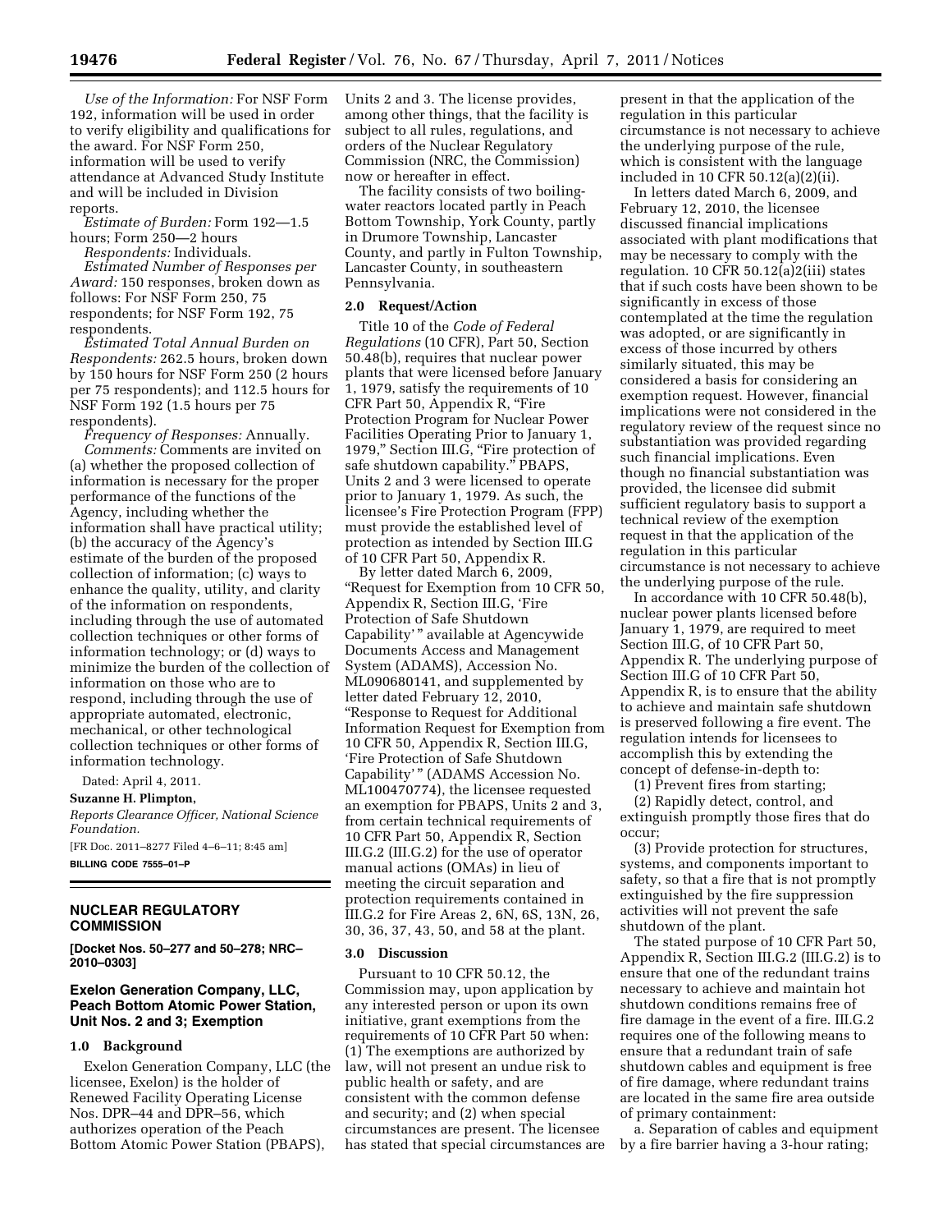*Use of the Information:* For NSF Form 192, information will be used in order to verify eligibility and qualifications for the award. For NSF Form 250, information will be used to verify attendance at Advanced Study Institute and will be included in Division reports.

*Estimate of Burden:* Form 192—1.5 hours; Form 250—2 hours

*Respondents:* Individuals.

*Estimated Number of Responses per Award:* 150 responses, broken down as follows: For NSF Form 250, 75 respondents; for NSF Form 192, 75 respondents.

*Estimated Total Annual Burden on Respondents:* 262.5 hours, broken down by 150 hours for NSF Form 250 (2 hours per 75 respondents); and 112.5 hours for NSF Form 192 (1.5 hours per 75 respondents).

*Frequency of Responses:* Annually.

*Comments:* Comments are invited on (a) whether the proposed collection of information is necessary for the proper performance of the functions of the Agency, including whether the information shall have practical utility; (b) the accuracy of the Agency's estimate of the burden of the proposed collection of information; (c) ways to enhance the quality, utility, and clarity of the information on respondents, including through the use of automated collection techniques or other forms of information technology; or (d) ways to minimize the burden of the collection of information on those who are to respond, including through the use of appropriate automated, electronic, mechanical, or other technological collection techniques or other forms of information technology.

Dated: April 4, 2011.

**Suzanne H. Plimpton,**

*Reports Clearance Officer, National Science Foundation.*

[FR Doc. 2011–8277 Filed 4–6–11; 8:45 am]

**BILLING CODE 7555–01–P**

## NUCLEAR REGULATORY COMMISSION

**[Docket Nos. 50–277 and 50–278; NRC–2010–0303]**

## Exelon Generation Company, LLC, Peach Bottom Atomic Power Station, Unit Nos. 2 and 3; Exemption

### 1.0 Background

Exelon Generation Company, LLC (the licensee, Exelon) is the holder of Renewed Facility Operating License Nos. DPR–44 and DPR–56, which authorizes operation of the Peach Bottom Atomic Power Station (PBAPS), Units 2 and 3. The license provides, among other things, that the facility is subject to all rules, regulations, and orders of the Nuclear Regulatory Commission (NRC, the Commission) now or hereafter in effect.

The facility consists of two boiling-water reactors located partly in Peach Bottom Township, York County, partly in Drumore Township, Lancaster County, and partly in Fulton Township, Lancaster County, in southeastern Pennsylvania.

### 2.0 Request/Action

Title 10 of the *Code of Federal Regulations* (10 CFR), Part 50, Section 50.48(b), requires that nuclear power plants that were licensed before January 1, 1979, satisfy the requirements of 10 CFR Part 50, Appendix R, "Fire Protection Program for Nuclear Power Facilities Operating Prior to January 1, 1979," Section III.G, "Fire protection of safe shutdown capability." PBAPS, Units 2 and 3 were licensed to operate prior to January 1, 1979. As such, the licensee's Fire Protection Program (FPP) must provide the established level of protection as intended by Section III.G of 10 CFR Part 50, Appendix R.

By letter dated March 6, 2009, "Request for Exemption from 10 CFR 50, Appendix R, Section III.G, 'Fire Protection of Safe Shutdown Capability'" available at Agencywide Documents Access and Management System (ADAMS), Accession No. ML090680141, and supplemented by letter dated February 12, 2010, "Response to Request for Additional Information Request for Exemption from 10 CFR 50, Appendix R, Section III.G, 'Fire Protection of Safe Shutdown Capability'" (ADAMS Accession No. ML100470774), the licensee requested an exemption for PBAPS, Units 2 and 3, from certain technical requirements of 10 CFR Part 50, Appendix R, Section III.G.2 (III.G.2) for the use of operator manual actions (OMAs) in lieu of meeting the circuit separation and protection requirements contained in III.G.2 for Fire Areas 2, 6N, 6S, 13N, 26, 30, 36, 37, 43, 50, and 58 at the plant.

### 3.0 Discussion

Pursuant to 10 CFR 50.12, the Commission may, upon application by any interested person or upon its own initiative, grant exemptions from the requirements of 10 CFR Part 50 when: (1) The exemptions are authorized by law, will not present an undue risk to public health or safety, and are consistent with the common defense and security; and (2) when special circumstances are present. The licensee has stated that special circumstances are present in that the application of the regulation in this particular circumstance is not necessary to achieve the underlying purpose of the rule, which is consistent with the language included in 10 CFR 50.12(a)(2)(ii).

In letters dated March 6, 2009, and February 12, 2010, the licensee discussed financial implications associated with plant modifications that may be necessary to comply with the regulation. 10 CFR 50.12(a)2(iii) states that if such costs have been shown to be significantly in excess of those contemplated at the time the regulation was adopted, or are significantly in excess of those incurred by others similarly situated, this may be considered a basis for considering an exemption request. However, financial implications were not considered in the regulatory review of the request since no substantiation was provided regarding such financial implications. Even though no financial substantiation was provided, the licensee did submit sufficient regulatory basis to support a technical review of the exemption request in that the application of the regulation in this particular circumstance is not necessary to achieve the underlying purpose of the rule.

In accordance with 10 CFR 50.48(b), nuclear power plants licensed before January 1, 1979, are required to meet Section III.G, of 10 CFR Part 50, Appendix R. The underlying purpose of Section III.G of 10 CFR Part 50, Appendix R, is to ensure that the ability to achieve and maintain safe shutdown is preserved following a fire event. The regulation intends for licensees to accomplish this by extending the concept of defense-in-depth to:

(1) Prevent fires from starting;

(2) Rapidly detect, control, and extinguish promptly those fires that do occur;

(3) Provide protection for structures, systems, and components important to safety, so that a fire that is not promptly extinguished by the fire suppression activities will not prevent the safe shutdown of the plant.

The stated purpose of 10 CFR Part 50, Appendix R, Section III.G.2 (III.G.2) is to ensure that one of the redundant trains necessary to achieve and maintain hot shutdown conditions remains free of fire damage in the event of a fire. III.G.2 requires one of the following means to ensure that a redundant train of safe shutdown cables and equipment is free of fire damage, where redundant trains are located in the same fire area outside of primary containment:

a. Separation of cables and equipment by a fire barrier having a 3-hour rating;